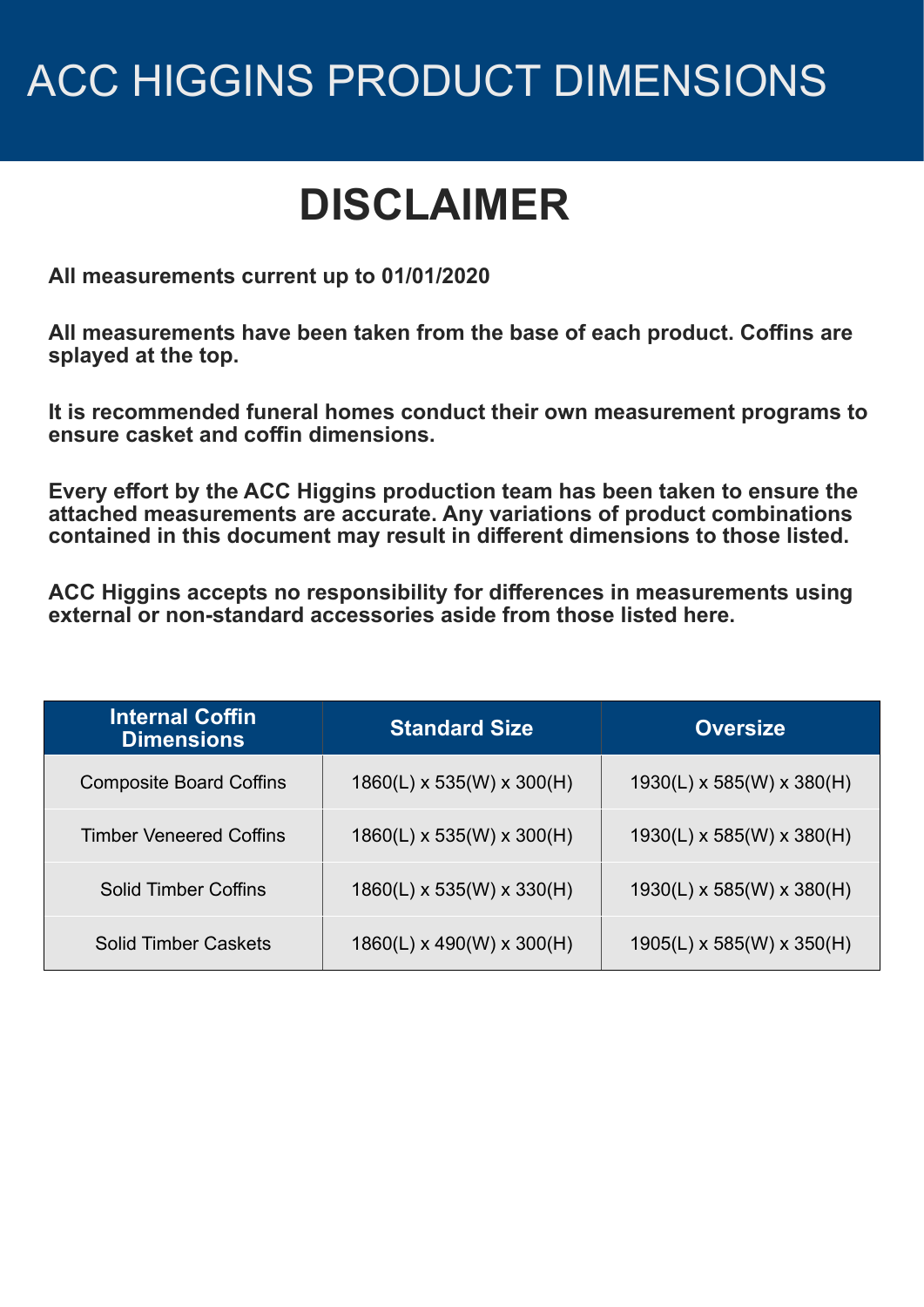# ACC HIGGINS PRODUCT DIMENSIONS

## DISCLAIMER

**All measurements current up to 01/01/2020**

**All measurements have been taken from the base of each product. Coffins are splayed at the top.**

**It is recommended funeral homes conduct their own measurement programs to ensure casket and coffin dimensions.**

**Every effort by the ACC Higgins production team has been taken to ensure the attached measurements are accurate. Any variations of product combinations contained in this document may result in different dimensions to those listed.**

**ACC Higgins accepts no responsibility for differences in measurements using external or non-standard accessories aside from those listed here.**

| Internal Coffin Dimensions | Standard Size | Oversize |
|---|---|---|
| Composite Board Coffins | 1860(L) x 535(W) x 300(H) | 1930(L) x 585(W) x 380(H) |
| Timber Veneered Coffins | 1860(L) x 535(W) x 300(H) | 1930(L) x 585(W) x 380(H) |
| Solid Timber Coffins | 1860(L) x 535(W) x 330(H) | 1930(L) x 585(W) x 380(H) |
| Solid Timber Caskets | 1860(L) x 490(W) x 300(H) | 1905(L) x 585(W) x 350(H) |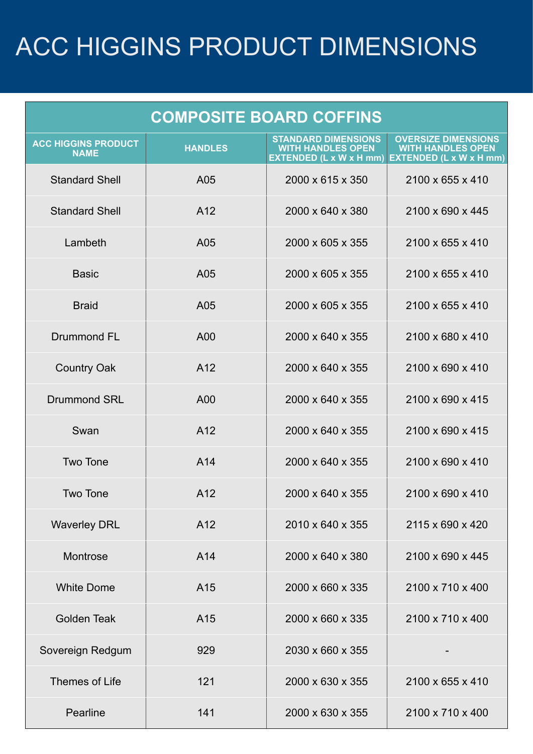# ACC HIGGINS PRODUCT DIMENSIONS

## COMPOSITE BOARD COFFINS

| ACC HIGGINS PRODUCT NAME | HANDLES | STANDARD DIMENSIONS WITH HANDLES OPEN EXTENDED (L x W x H mm) | OVERSIZE DIMENSIONS WITH HANDLES OPEN EXTENDED (L x W x H mm) |
|---|---|---|---|
| Standard Shell | A05 | 2000 x 615 x 350 | 2100 x 655 x 410 |
| Standard Shell | A12 | 2000 x 640 x 380 | 2100 x 690 x 445 |
| Lambeth | A05 | 2000 x 605 x 355 | 2100 x 655 x 410 |
| Basic | A05 | 2000 x 605 x 355 | 2100 x 655 x 410 |
| Braid | A05 | 2000 x 605 x 355 | 2100 x 655 x 410 |
| Drummond FL | A00 | 2000 x 640 x 355 | 2100 x 680 x 410 |
| Country Oak | A12 | 2000 x 640 x 355 | 2100 x 690 x 410 |
| Drummond SRL | A00 | 2000 x 640 x 355 | 2100 x 690 x 415 |
| Swan | A12 | 2000 x 640 x 355 | 2100 x 690 x 415 |
| Two Tone | A14 | 2000 x 640 x 355 | 2100 x 690 x 410 |
| Two Tone | A12 | 2000 x 640 x 355 | 2100 x 690 x 410 |
| Waverley DRL | A12 | 2010 x 640 x 355 | 2115 x 690 x 420 |
| Montrose | A14 | 2000 x 640 x 380 | 2100 x 690 x 445 |
| White Dome | A15 | 2000 x 660 x 335 | 2100 x 710 x 400 |
| Golden Teak | A15 | 2000 x 660 x 335 | 2100 x 710 x 400 |
| Sovereign Redgum | 929 | 2030 x 660 x 355 | - |
| Themes of Life | 121 | 2000 x 630 x 355 | 2100 x 655 x 410 |
| Pearline | 141 | 2000 x 630 x 355 | 2100 x 710 x 400 |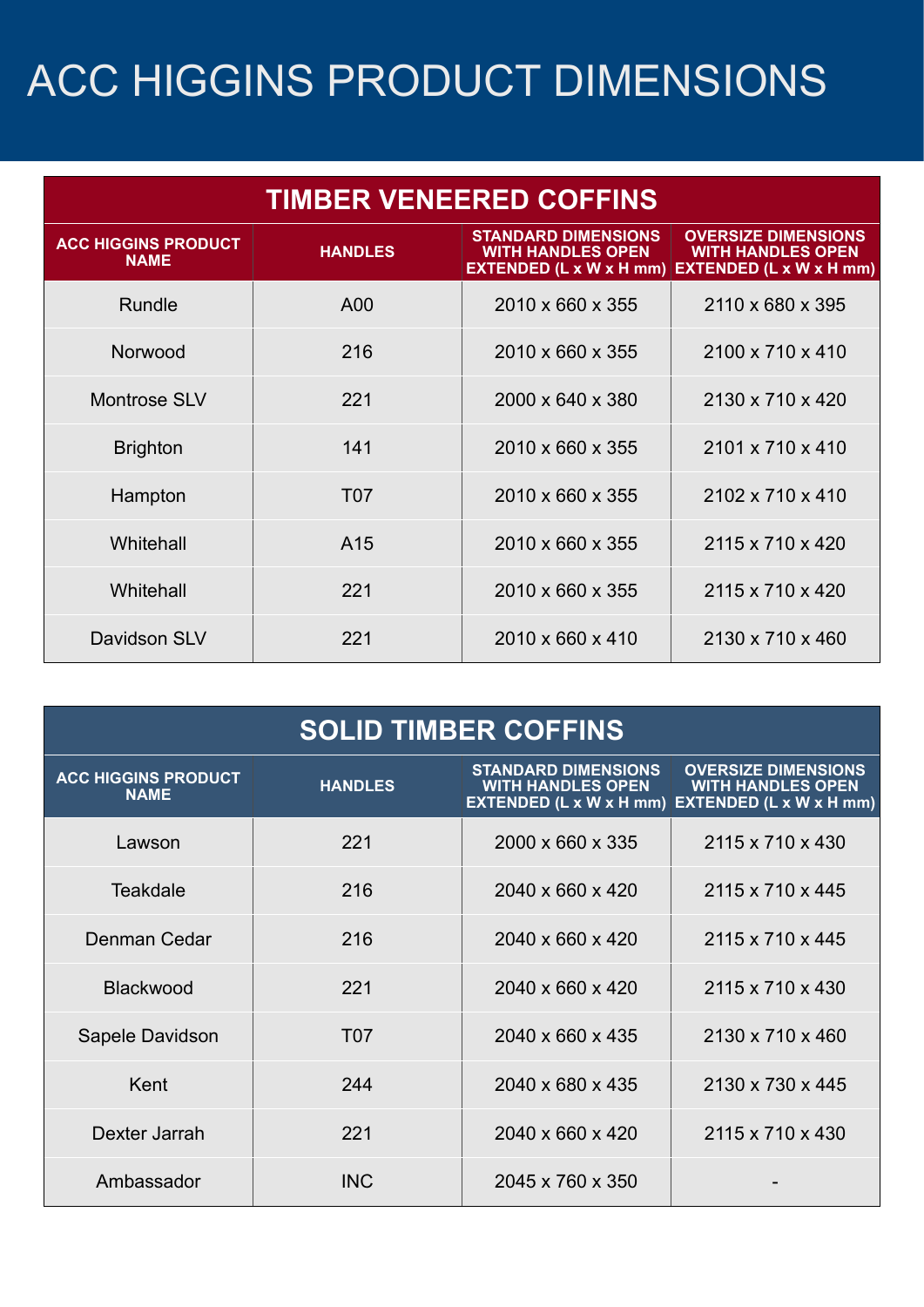# ACC HIGGINS PRODUCT DIMENSIONS

## TIMBER VENEERED COFFINS

| ACC HIGGINS PRODUCT NAME | HANDLES | STANDARD DIMENSIONS WITH HANDLES OPEN EXTENDED (L x W x H mm) | OVERSIZE DIMENSIONS WITH HANDLES OPEN EXTENDED (L x W x H mm) |
|---|---|---|---|
| Rundle | A00 | 2010 x 660 x 355 | 2110 x 680 x 395 |
| Norwood | 216 | 2010 x 660 x 355 | 2100 x 710 x 410 |
| Montrose SLV | 221 | 2000 x 640 x 380 | 2130 x 710 x 420 |
| Brighton | 141 | 2010 x 660 x 355 | 2101 x 710 x 410 |
| Hampton | T07 | 2010 x 660 x 355 | 2102 x 710 x 410 |
| Whitehall | A15 | 2010 x 660 x 355 | 2115 x 710 x 420 |
| Whitehall | 221 | 2010 x 660 x 355 | 2115 x 710 x 420 |
| Davidson SLV | 221 | 2010 x 660 x 410 | 2130 x 710 x 460 |

## SOLID TIMBER COFFINS

| ACC HIGGINS PRODUCT NAME | HANDLES | STANDARD DIMENSIONS WITH HANDLES OPEN EXTENDED (L x W x H mm) | OVERSIZE DIMENSIONS WITH HANDLES OPEN EXTENDED (L x W x H mm) |
|---|---|---|---|
| Lawson | 221 | 2000 x 660 x 335 | 2115 x 710 x 430 |
| Teakdale | 216 | 2040 x 660 x 420 | 2115 x 710 x 445 |
| Denman Cedar | 216 | 2040 x 660 x 420 | 2115 x 710 x 445 |
| Blackwood | 221 | 2040 x 660 x 420 | 2115 x 710 x 430 |
| Sapele Davidson | T07 | 2040 x 660 x 435 | 2130 x 710 x 460 |
| Kent | 244 | 2040 x 680 x 435 | 2130 x 730 x 445 |
| Dexter Jarrah | 221 | 2040 x 660 x 420 | 2115 x 710 x 430 |
| Ambassador | INC | 2045 x 760 x 350 | - |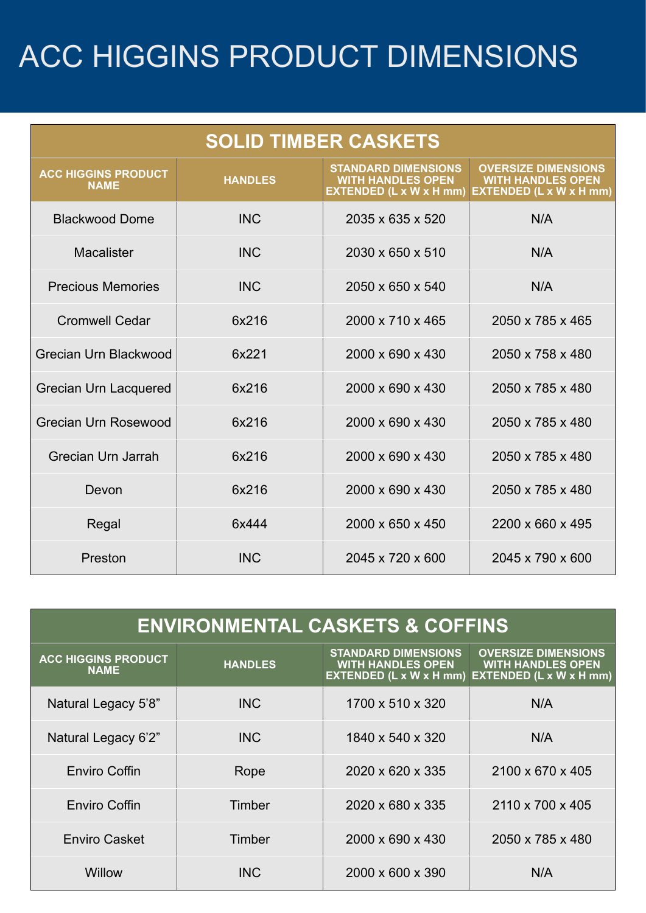# ACC HIGGINS PRODUCT DIMENSIONS

## SOLID TIMBER CASKETS

| ACC HIGGINS PRODUCT NAME | HANDLES | STANDARD DIMENSIONS WITH HANDLES OPEN EXTENDED (L x W x H mm) | OVERSIZE DIMENSIONS WITH HANDLES OPEN EXTENDED (L x W x H mm) |
|---|---|---|---|
| Blackwood Dome | INC | 2035 x 635 x 520 | N/A |
| Macalister | INC | 2030 x 650 x 510 | N/A |
| Precious Memories | INC | 2050 x 650 x 540 | N/A |
| Cromwell Cedar | 6x216 | 2000 x 710 x 465 | 2050 x 785 x 465 |
| Grecian Urn Blackwood | 6x221 | 2000 x 690 x 430 | 2050 x 758 x 480 |
| Grecian Urn Lacquered | 6x216 | 2000 x 690 x 430 | 2050 x 785 x 480 |
| Grecian Urn Rosewood | 6x216 | 2000 x 690 x 430 | 2050 x 785 x 480 |
| Grecian Urn Jarrah | 6x216 | 2000 x 690 x 430 | 2050 x 785 x 480 |
| Devon | 6x216 | 2000 x 690 x 430 | 2050 x 785 x 480 |
| Regal | 6x444 | 2000 x 650 x 450 | 2200 x 660 x 495 |
| Preston | INC | 2045 x 720 x 600 | 2045 x 790 x 600 |

## ENVIRONMENTAL CASKETS & COFFINS

| ACC HIGGINS PRODUCT NAME | HANDLES | STANDARD DIMENSIONS WITH HANDLES OPEN EXTENDED (L x W x H mm) | OVERSIZE DIMENSIONS WITH HANDLES OPEN EXTENDED (L x W x H mm) |
|---|---|---|---|
| Natural Legacy 5'8" | INC | 1700 x 510 x 320 | N/A |
| Natural Legacy 6'2" | INC | 1840 x 540 x 320 | N/A |
| Enviro Coffin | Rope | 2020 x 620 x 335 | 2100 x 670 x 405 |
| Enviro Coffin | Timber | 2020 x 680 x 335 | 2110 x 700 x 405 |
| Enviro Casket | Timber | 2000 x 690 x 430 | 2050 x 785 x 480 |
| Willow | INC | 2000 x 600 x 390 | N/A |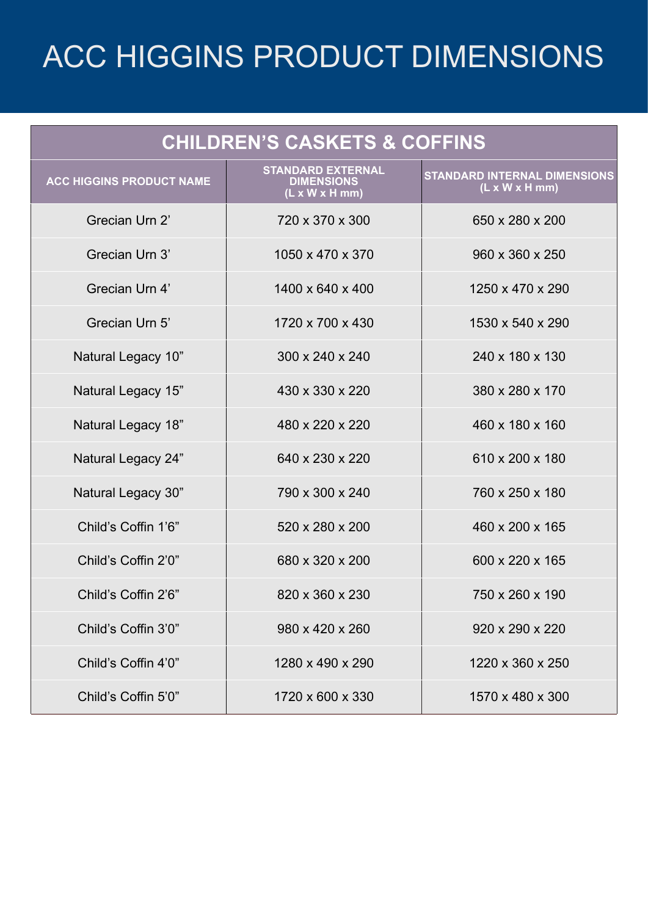# ACC HIGGINS PRODUCT DIMENSIONS

## CHILDREN'S CASKETS & COFFINS

| ACC HIGGINS PRODUCT NAME | STANDARD EXTERNAL DIMENSIONS (L x W x H mm) | STANDARD INTERNAL DIMENSIONS (L x W x H mm) |
|---|---|---|
| Grecian Urn 2' | 720 x 370 x 300 | 650 x 280 x 200 |
| Grecian Urn 3' | 1050 x 470 x 370 | 960 x 360 x 250 |
| Grecian Urn 4' | 1400 x 640 x 400 | 1250 x 470 x 290 |
| Grecian Urn 5' | 1720 x 700 x 430 | 1530 x 540 x 290 |
| Natural Legacy 10" | 300 x 240 x 240 | 240 x 180 x 130 |
| Natural Legacy 15" | 430 x 330 x 220 | 380 x 280 x 170 |
| Natural Legacy 18" | 480 x 220 x 220 | 460 x 180 x 160 |
| Natural Legacy 24" | 640 x 230 x 220 | 610 x 200 x 180 |
| Natural Legacy 30" | 790 x 300 x 240 | 760 x 250 x 180 |
| Child's Coffin 1'6" | 520 x 280 x 200 | 460 x 200 x 165 |
| Child's Coffin 2'0" | 680 x 320 x 200 | 600 x 220 x 165 |
| Child's Coffin 2'6" | 820 x 360 x 230 | 750 x 260 x 190 |
| Child's Coffin 3'0" | 980 x 420 x 260 | 920 x 290 x 220 |
| Child's Coffin 4'0" | 1280 x 490 x 290 | 1220 x 360 x 250 |
| Child's Coffin 5'0" | 1720 x 600 x 330 | 1570 x 480 x 300 |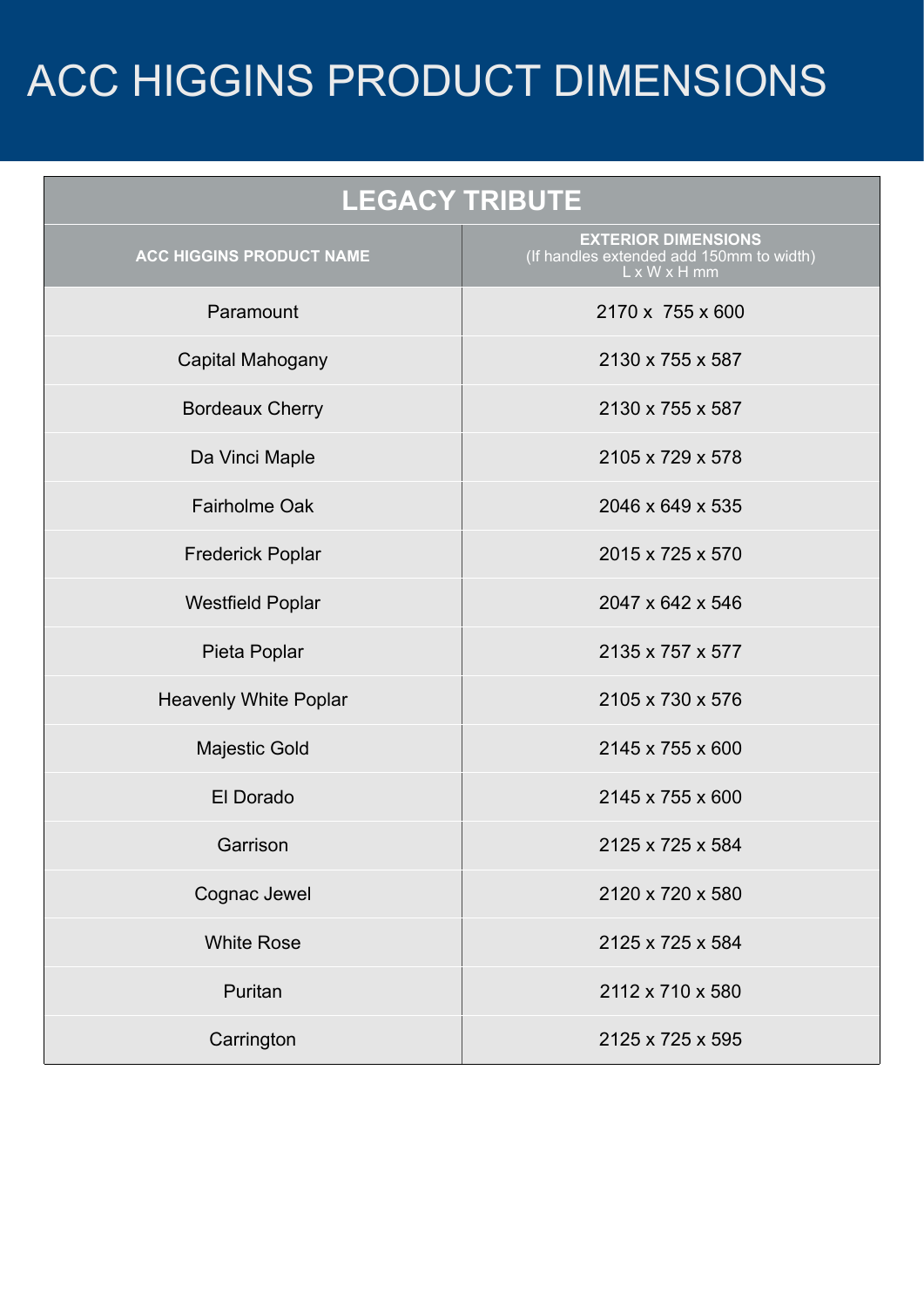# ACC HIGGINS PRODUCT DIMENSIONS

| LEGACY TRIBUTE | |
|---|---|
| **ACC HIGGINS PRODUCT NAME** | **EXTERIOR DIMENSIONS** (If handles extended add 150mm to width) L x W x H mm |
| Paramount | 2170 x 755 x 600 |
| Capital Mahogany | 2130 x 755 x 587 |
| Bordeaux Cherry | 2130 x 755 x 587 |
| Da Vinci Maple | 2105 x 729 x 578 |
| Fairholme Oak | 2046 x 649 x 535 |
| Frederick Poplar | 2015 x 725 x 570 |
| Westfield Poplar | 2047 x 642 x 546 |
| Pieta Poplar | 2135 x 757 x 577 |
| Heavenly White Poplar | 2105 x 730 x 576 |
| Majestic Gold | 2145 x 755 x 600 |
| El Dorado | 2145 x 755 x 600 |
| Garrison | 2125 x 725 x 584 |
| Cognac Jewel | 2120 x 720 x 580 |
| White Rose | 2125 x 725 x 584 |
| Puritan | 2112 x 710 x 580 |
| Carrington | 2125 x 725 x 595 |